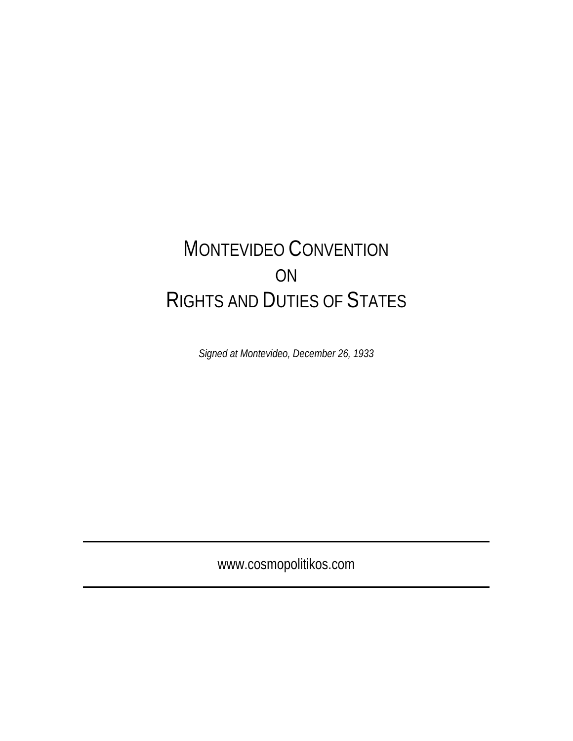# MONTEVIDEO CONVENTION ON RIGHTS AND DUTIES OF STATES

*Signed at Montevideo, December 26, 1933*

www.cosmopolitikos.com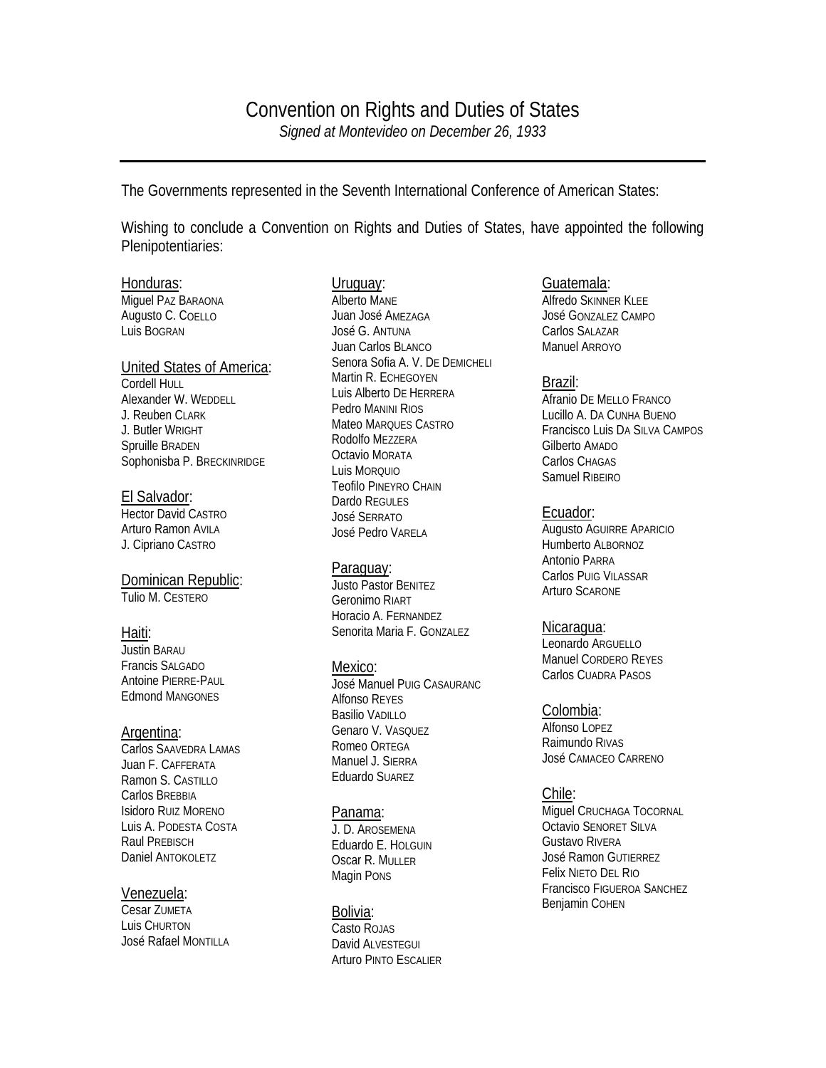# Convention on Rights and Duties of States

*Signed at Montevideo on December 26, 1933*

---

The Governments represented in the Seventh International Conference of American States:

Wishing to conclude a Convention on Rights and Duties of States, have appointed the following Plenipotentiaries:

Honduras:
Miguel PAZ BARAONA
Augusto C. COELLO
Luis BOGRAN

United States of America:
Cordell HULL
Alexander W. WEDDELL
J. Reuben CLARK
J. Butler WRIGHT
Spruille BRADEN
Sophonisba P. BRECKINRIDGE

El Salvador:
Hector David CASTRO
Arturo Ramon AVILA
J. Cipriano CASTRO

Dominican Republic:
Tulio M. CESTERO

Haiti:
Justin BARAU
Francis SALGADO
Antoine PIERRE-PAUL
Edmond MANGONES

Argentina:
Carlos SAAVEDRA LAMAS
Juan F. CAFFERATA
Ramon S. CASTILLO
Carlos BREBBIA
Isidoro RUIZ MORENO
Luis A. PODESTA COSTA
Raul PREBISCH
Daniel ANTOKOLETZ

Venezuela:
Cesar ZUMETA
Luis CHURTON
José Rafael MONTILLA

Uruguay:
Alberto MANE
Juan José AMEZAGA
José G. ANTUNA
Juan Carlos BLANCO
Senora Sofia A. V. DE DEMICHELI
Martin R. ECHEGOYEN
Luis Alberto DE HERRERA
Pedro MANINI RIOS
Mateo MARQUES CASTRO
Rodolfo MEZZERA
Octavio MORATA
Luis MORQUIO
Teofilo PINEYRO CHAIN
Dardo REGULES
José SERRATO
José Pedro VARELA

Paraguay:
Justo Pastor BENITEZ
Geronimo RIART
Horacio A. FERNANDEZ
Senorita Maria F. GONZALEZ

Mexico:
José Manuel PUIG CASAURANC
Alfonso REYES
Basilio VADILLO
Genaro V. VASQUEZ
Romeo ORTEGA
Manuel J. SIERRA
Eduardo SUAREZ

Panama:
J. D. AROSEMENA
Eduardo E. HOLGUIN
Oscar R. MULLER
Magin PONS

Bolivia:
Casto ROJAS
David ALVESTEGUI
Arturo PINTO ESCALIER

Guatemala:
Alfredo SKINNER KLEE
José GONZALEZ CAMPO
Carlos SALAZAR
Manuel ARROYO

Brazil:
Afranio DE MELLO FRANCO
Lucillo A. DA CUNHA BUENO
Francisco Luis DA SILVA CAMPOS
Gilberto AMADO
Carlos CHAGAS
Samuel RIBEIRO

Ecuador:
Augusto AGUIRRE APARICIO
Humberto ALBORNOZ
Antonio PARRA
Carlos PUIG VILASSAR
Arturo SCARONE

Nicaragua:
Leonardo ARGUELLO
Manuel CORDERO REYES
Carlos CUADRA PASOS

Colombia:
Alfonso LOPEZ
Raimundo RIVAS
José CAMACEO CARRENO

Chile:
Miguel CRUCHAGA TOCORNAL
Octavio SENORET SILVA
Gustavo RIVERA
José Ramon GUTIERREZ
Felix NIETO DEL RIO
Francisco FIGUEROA SANCHEZ
Benjamin COHEN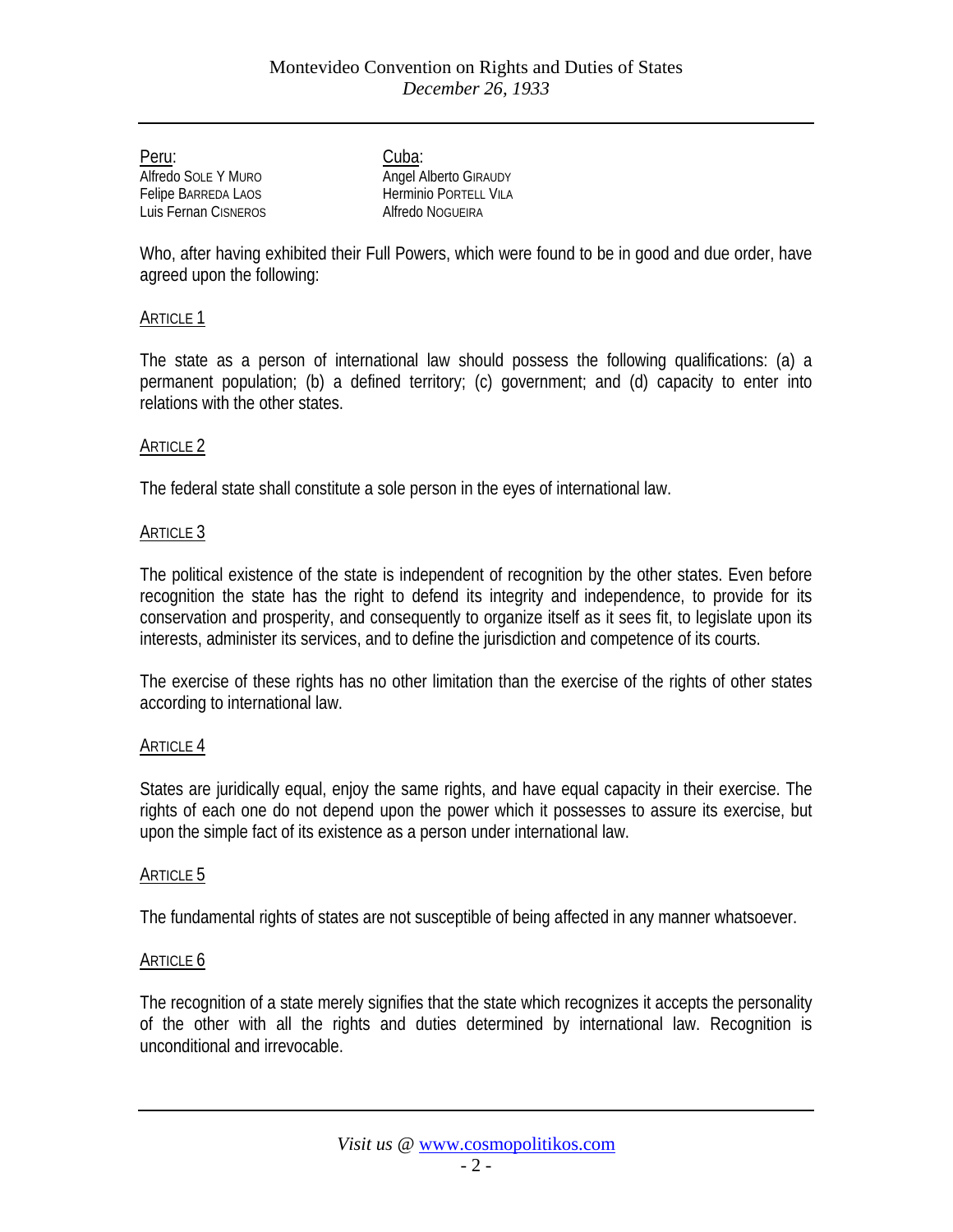Peru:
Alfredo SOLE Y MURO
Felipe BARREDA LAOS
Luis Fernan CISNEROS

Cuba:
Angel Alberto GIRAUDY
Herminio PORTELL VILA
Alfredo NOGUEIRA

Who, after having exhibited their Full Powers, which were found to be in good and due order, have agreed upon the following:

ARTICLE 1

The state as a person of international law should possess the following qualifications: (a) a permanent population; (b) a defined territory; (c) government; and (d) capacity to enter into relations with the other states.

ARTICLE 2

The federal state shall constitute a sole person in the eyes of international law.

ARTICLE 3

The political existence of the state is independent of recognition by the other states. Even before recognition the state has the right to defend its integrity and independence, to provide for its conservation and prosperity, and consequently to organize itself as it sees fit, to legislate upon its interests, administer its services, and to define the jurisdiction and competence of its courts.

The exercise of these rights has no other limitation than the exercise of the rights of other states according to international law.

ARTICLE 4

States are juridically equal, enjoy the same rights, and have equal capacity in their exercise. The rights of each one do not depend upon the power which it possesses to assure its exercise, but upon the simple fact of its existence as a person under international law.

ARTICLE 5

The fundamental rights of states are not susceptible of being affected in any manner whatsoever.

ARTICLE 6

The recognition of a state merely signifies that the state which recognizes it accepts the personality of the other with all the rights and duties determined by international law. Recognition is unconditional and irrevocable.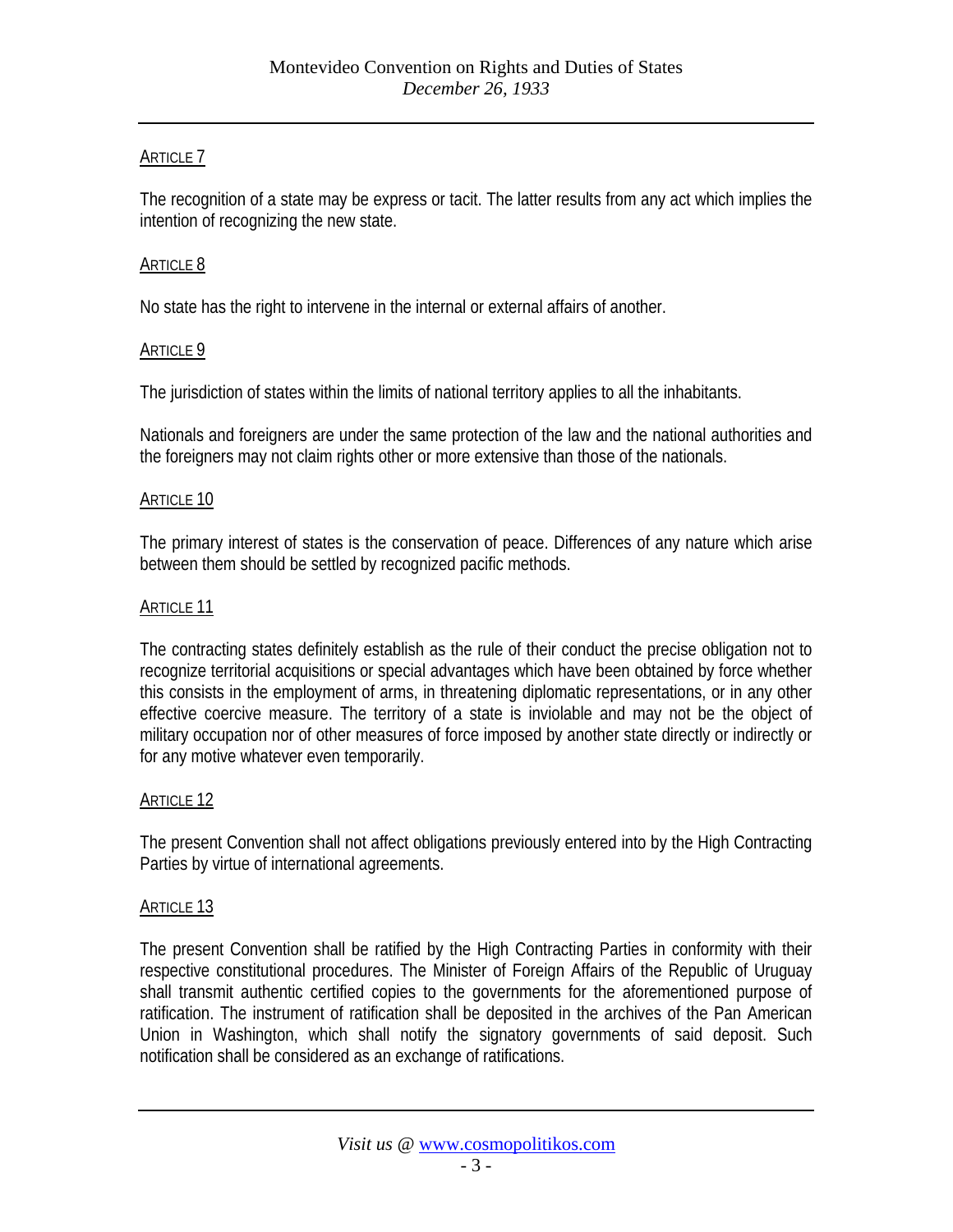### ARTICLE 7

The recognition of a state may be express or tacit. The latter results from any act which implies the intention of recognizing the new state.

### ARTICLE 8

No state has the right to intervene in the internal or external affairs of another.

### ARTICLE 9

The jurisdiction of states within the limits of national territory applies to all the inhabitants.

Nationals and foreigners are under the same protection of the law and the national authorities and the foreigners may not claim rights other or more extensive than those of the nationals.

### ARTICLE 10

The primary interest of states is the conservation of peace. Differences of any nature which arise between them should be settled by recognized pacific methods.

### ARTICLE 11

The contracting states definitely establish as the rule of their conduct the precise obligation not to recognize territorial acquisitions or special advantages which have been obtained by force whether this consists in the employment of arms, in threatening diplomatic representations, or in any other effective coercive measure. The territory of a state is inviolable and may not be the object of military occupation nor of other measures of force imposed by another state directly or indirectly or for any motive whatever even temporarily.

### ARTICLE 12

The present Convention shall not affect obligations previously entered into by the High Contracting Parties by virtue of international agreements.

### ARTICLE 13

The present Convention shall be ratified by the High Contracting Parties in conformity with their respective constitutional procedures. The Minister of Foreign Affairs of the Republic of Uruguay shall transmit authentic certified copies to the governments for the aforementioned purpose of ratification. The instrument of ratification shall be deposited in the archives of the Pan American Union in Washington, which shall notify the signatory governments of said deposit. Such notification shall be considered as an exchange of ratifications.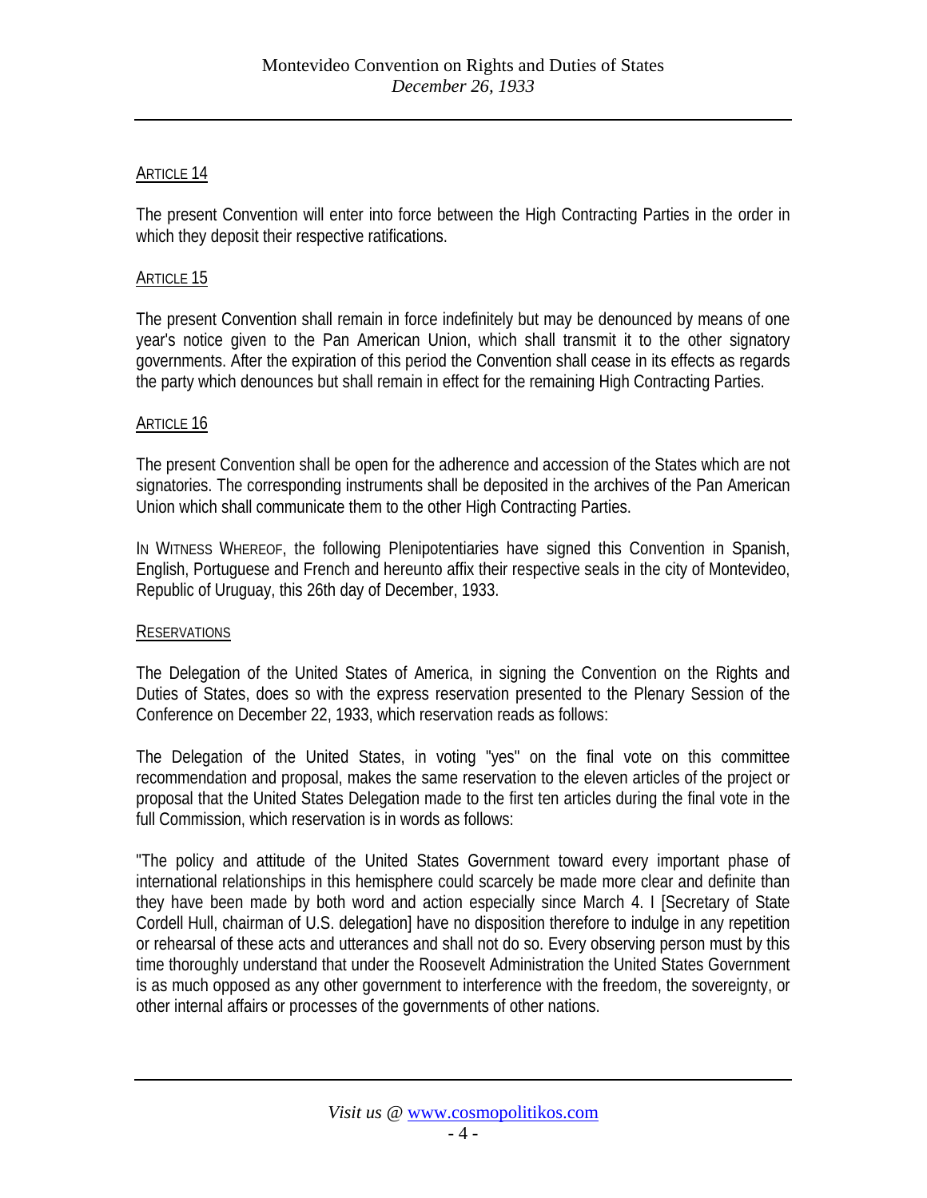### Article 14

The present Convention will enter into force between the High Contracting Parties in the order in which they deposit their respective ratifications.

### Article 15

The present Convention shall remain in force indefinitely but may be denounced by means of one year's notice given to the Pan American Union, which shall transmit it to the other signatory governments. After the expiration of this period the Convention shall cease in its effects as regards the party which denounces but shall remain in effect for the remaining High Contracting Parties.

### Article 16

The present Convention shall be open for the adherence and accession of the States which are not signatories. The corresponding instruments shall be deposited in the archives of the Pan American Union which shall communicate them to the other High Contracting Parties.

In Witness Whereof, the following Plenipotentiaries have signed this Convention in Spanish, English, Portuguese and French and hereunto affix their respective seals in the city of Montevideo, Republic of Uruguay, this 26th day of December, 1933.

### Reservations

The Delegation of the United States of America, in signing the Convention on the Rights and Duties of States, does so with the express reservation presented to the Plenary Session of the Conference on December 22, 1933, which reservation reads as follows:

The Delegation of the United States, in voting "yes" on the final vote on this committee recommendation and proposal, makes the same reservation to the eleven articles of the project or proposal that the United States Delegation made to the first ten articles during the final vote in the full Commission, which reservation is in words as follows:

"The policy and attitude of the United States Government toward every important phase of international relationships in this hemisphere could scarcely be made more clear and definite than they have been made by both word and action especially since March 4. I [Secretary of State Cordell Hull, chairman of U.S. delegation] have no disposition therefore to indulge in any repetition or rehearsal of these acts and utterances and shall not do so. Every observing person must by this time thoroughly understand that under the Roosevelt Administration the United States Government is as much opposed as any other government to interference with the freedom, the sovereignty, or other internal affairs or processes of the governments of other nations.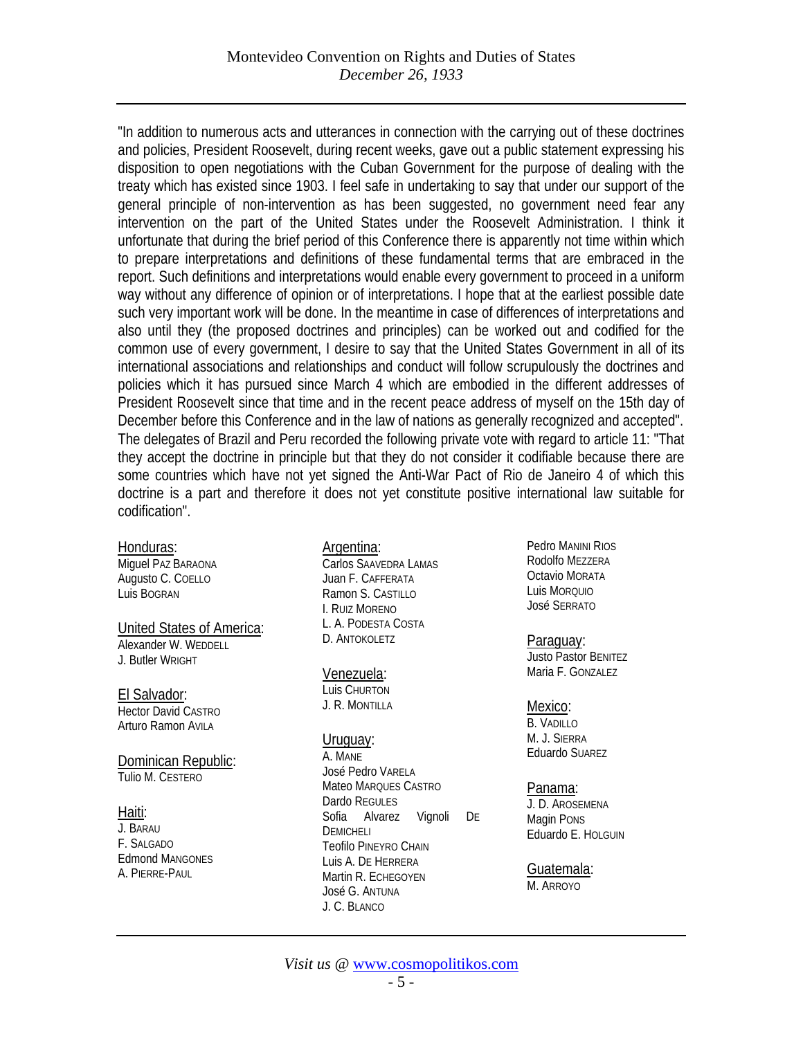"In addition to numerous acts and utterances in connection with the carrying out of these doctrines and policies, President Roosevelt, during recent weeks, gave out a public statement expressing his disposition to open negotiations with the Cuban Government for the purpose of dealing with the treaty which has existed since 1903. I feel safe in undertaking to say that under our support of the general principle of non-intervention as has been suggested, no government need fear any intervention on the part of the United States under the Roosevelt Administration. I think it unfortunate that during the brief period of this Conference there is apparently not time within which to prepare interpretations and definitions of these fundamental terms that are embraced in the report. Such definitions and interpretations would enable every government to proceed in a uniform way without any difference of opinion or of interpretations. I hope that at the earliest possible date such very important work will be done. In the meantime in case of differences of interpretations and also until they (the proposed doctrines and principles) can be worked out and codified for the common use of every government, I desire to say that the United States Government in all of its international associations and relationships and conduct will follow scrupulously the doctrines and policies which it has pursued since March 4 which are embodied in the different addresses of President Roosevelt since that time and in the recent peace address of myself on the 15th day of December before this Conference and in the law of nations as generally recognized and accepted".

The delegates of Brazil and Peru recorded the following private vote with regard to article 11: "That they accept the doctrine in principle but that they do not consider it codifiable because there are some countries which have not yet signed the Anti-War Pact of Rio de Janeiro 4 of which this doctrine is a part and therefore it does not yet constitute positive international law suitable for codification".

Honduras:
Miguel Paz Baraona
Augusto C. Coello
Luis Bogran

United States of America:
Alexander W. Weddell
J. Butler Wright

El Salvador:
Hector David Castro
Arturo Ramon Avila

Dominican Republic:
Tulio M. Cestero

Haiti:
J. Barau
F. Salgado
Edmond Mangones
A. Pierre-Paul

Argentina:
Carlos Saavedra Lamas
Juan F. Cafferata
Ramon S. Castillo
I. Ruiz Moreno
L. A. Podesta Costa
D. Antokoletz

Venezuela:
Luis Churton
J. R. Montilla

Uruguay:
A. Mane
José Pedro Varela
Mateo Marques Castro
Dardo Regules
Sofia Alvarez Vignoli De Demicheli
Teofilo Pineyro Chain
Luis A. De Herrera
Martin R. Echegoyen
José G. Antuna
J. C. Blanco
Pedro Manini Rios
Rodolfo Mezzera
Octavio Morata
Luis Morquio
José Serrato

Paraguay:
Justo Pastor Benitez
Maria F. Gonzalez

Mexico:
B. Vadillo
M. J. Sierra
Eduardo Suarez

Panama:
J. D. Arosemena
Magin Pons
Eduardo E. Holguin

Guatemala:
M. Arroyo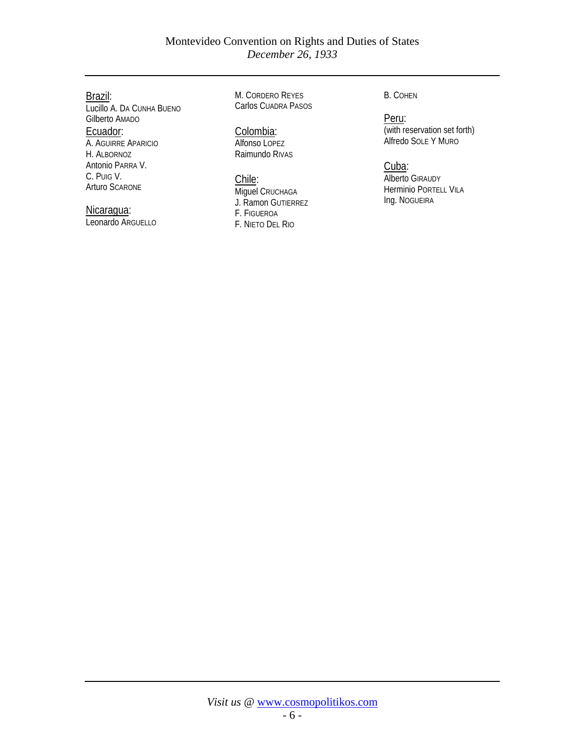Brazil:
Lucillo A. DA CUNHA BUENO
Gilberto AMADO

Ecuador:
A. AGUIRRE APARICIO
H. ALBORNOZ
Antonio PARRA V.
C. PUIG V.
Arturo SCARONE

Nicaragua:
Leonardo ARGUELLO
M. CORDERO REYES
Carlos CUADRA PASOS

Colombia:
Alfonso LOPEZ
Raimundo RIVAS

Chile:
Miguel CRUCHAGA
J. Ramon GUTIERREZ
F. FIGUEROA
F. NIETO DEL RIO
B. COHEN

Peru:
(with reservation set forth)
Alfredo SOLE Y MURO

Cuba:
Alberto GIRAUDY
Herminio PORTELL VILA
Ing. NOGUEIRA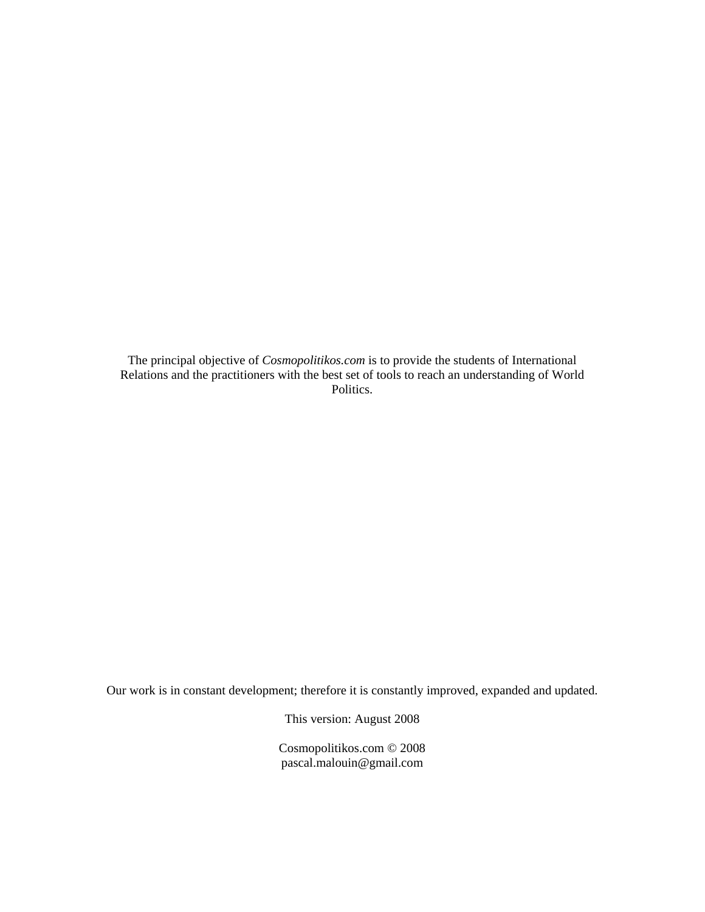The principal objective of *Cosmopolitikos.com* is to provide the students of International Relations and the practitioners with the best set of tools to reach an understanding of World Politics.

Our work is in constant development; therefore it is constantly improved, expanded and updated.

This version: August 2008

Cosmopolitikos.com © 2008
pascal.malouin@gmail.com